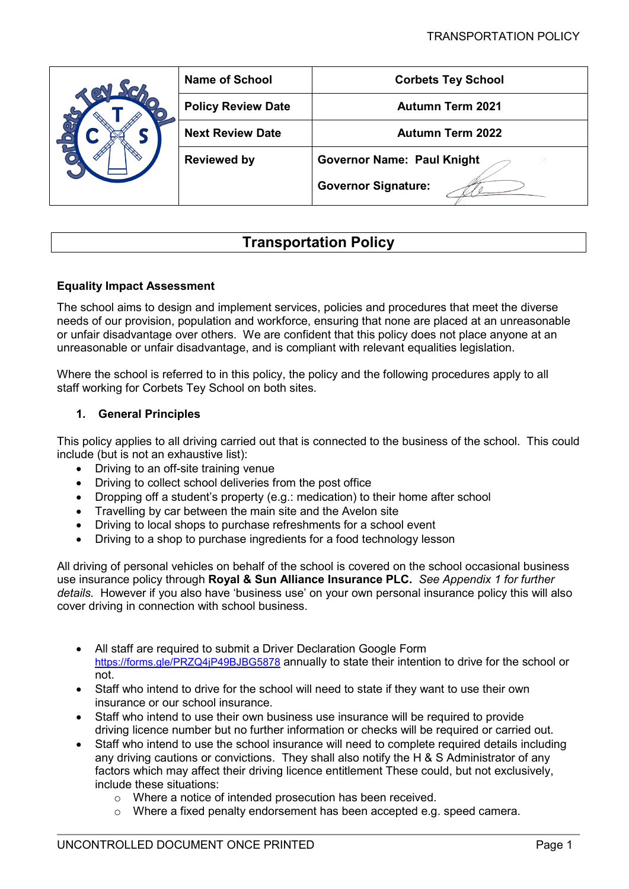| | Name of School | Corbets Tey School |
|---|---|---|
| | Policy Review Date | Autumn Term 2021 |
| | Next Review Date | Autumn Term 2022 |
| | Reviewed by | Governor Name: Paul Knight<br>Governor Signature: |

# Transportation Policy

**Equality Impact Assessment**

The school aims to design and implement services, policies and procedures that meet the diverse needs of our provision, population and workforce, ensuring that none are placed at an unreasonable or unfair disadvantage over others. We are confident that this policy does not place anyone at an unreasonable or unfair disadvantage, and is compliant with relevant equalities legislation.

Where the school is referred to in this policy, the policy and the following procedures apply to all staff working for Corbets Tey School on both sites.

## 1. General Principles

This policy applies to all driving carried out that is connected to the business of the school. This could include (but is not an exhaustive list):

- Driving to an off-site training venue
- Driving to collect school deliveries from the post office
- Dropping off a student's property (e.g.: medication) to their home after school
- Travelling by car between the main site and the Avelon site
- Driving to local shops to purchase refreshments for a school event
- Driving to a shop to purchase ingredients for a food technology lesson

All driving of personal vehicles on behalf of the school is covered on the school occasional business use insurance policy through **Royal & Sun Alliance Insurance PLC.** *See Appendix 1 for further details.* However if you also have 'business use' on your own personal insurance policy this will also cover driving in connection with school business.

- All staff are required to submit a Driver Declaration Google Form https://forms.gle/PRZQ4jP49BJBG5878 annually to state their intention to drive for the school or not.
- Staff who intend to drive for the school will need to state if they want to use their own insurance or our school insurance.
- Staff who intend to use their own business use insurance will be required to provide driving licence number but no further information or checks will be required or carried out.
- Staff who intend to use the school insurance will need to complete required details including any driving cautions or convictions. They shall also notify the H & S Administrator of any factors which may affect their driving licence entitlement These could, but not exclusively, include these situations:
    - Where a notice of intended prosecution has been received.
    - Where a fixed penalty endorsement has been accepted e.g. speed camera.

UNCONTROLLED DOCUMENT ONCE PRINTED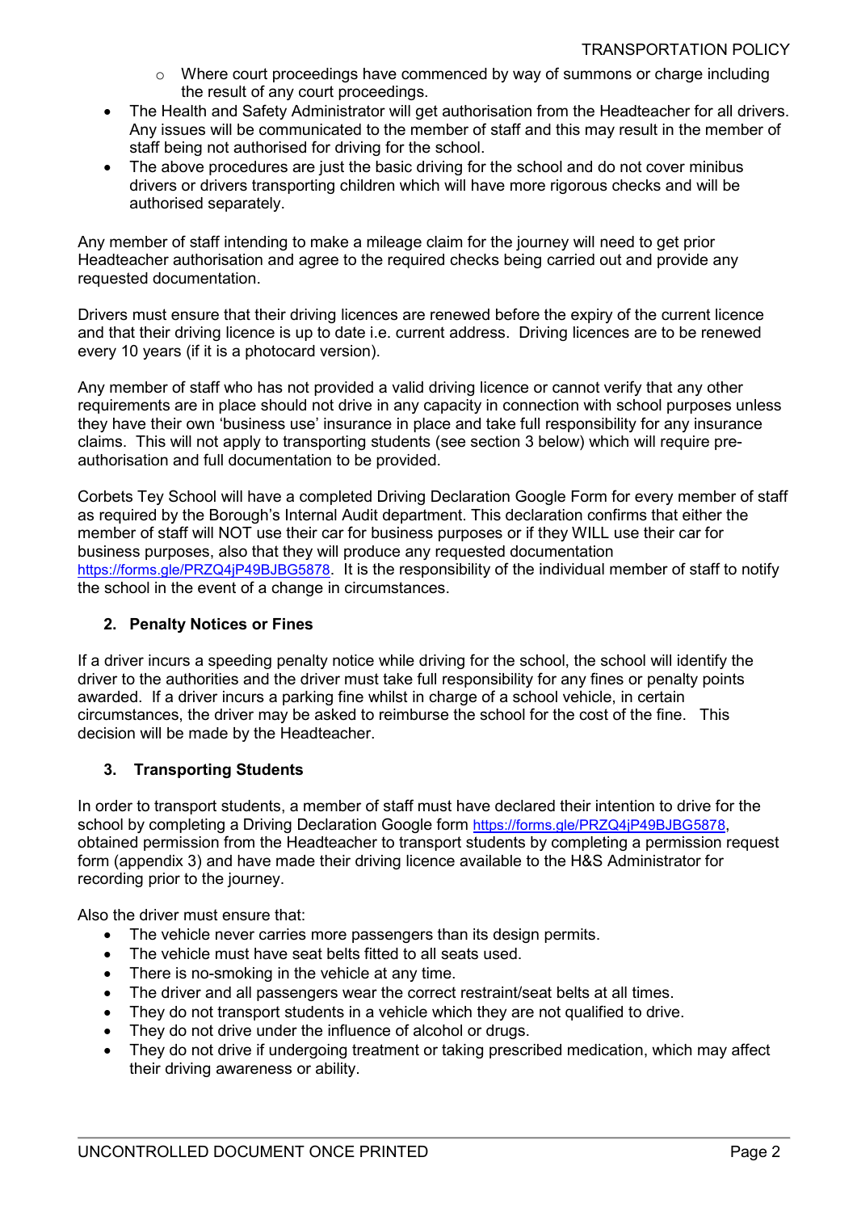- Where court proceedings have commenced by way of summons or charge including the result of any court proceedings.
- The Health and Safety Administrator will get authorisation from the Headteacher for all drivers. Any issues will be communicated to the member of staff and this may result in the member of staff being not authorised for driving for the school.
- The above procedures are just the basic driving for the school and do not cover minibus drivers or drivers transporting children which will have more rigorous checks and will be authorised separately.

Any member of staff intending to make a mileage claim for the journey will need to get prior Headteacher authorisation and agree to the required checks being carried out and provide any requested documentation.

Drivers must ensure that their driving licences are renewed before the expiry of the current licence and that their driving licence is up to date i.e. current address. Driving licences are to be renewed every 10 years (if it is a photocard version).

Any member of staff who has not provided a valid driving licence or cannot verify that any other requirements are in place should not drive in any capacity in connection with school purposes unless they have their own 'business use' insurance in place and take full responsibility for any insurance claims. This will not apply to transporting students (see section 3 below) which will require pre-authorisation and full documentation to be provided.

Corbets Tey School will have a completed Driving Declaration Google Form for every member of staff as required by the Borough's Internal Audit department. This declaration confirms that either the member of staff will NOT use their car for business purposes or if they WILL use their car for business purposes, also that they will produce any requested documentation https://forms.gle/PRZQ4jP49BJBG5878. It is the responsibility of the individual member of staff to notify the school in the event of a change in circumstances.

## 2. Penalty Notices or Fines

If a driver incurs a speeding penalty notice while driving for the school, the school will identify the driver to the authorities and the driver must take full responsibility for any fines or penalty points awarded. If a driver incurs a parking fine whilst in charge of a school vehicle, in certain circumstances, the driver may be asked to reimburse the school for the cost of the fine. This decision will be made by the Headteacher.

## 3. Transporting Students

In order to transport students, a member of staff must have declared their intention to drive for the school by completing a Driving Declaration Google form https://forms.gle/PRZQ4jP49BJBG5878, obtained permission from the Headteacher to transport students by completing a permission request form (appendix 3) and have made their driving licence available to the H&S Administrator for recording prior to the journey.

Also the driver must ensure that:

- The vehicle never carries more passengers than its design permits.
- The vehicle must have seat belts fitted to all seats used.
- There is no-smoking in the vehicle at any time.
- The driver and all passengers wear the correct restraint/seat belts at all times.
- They do not transport students in a vehicle which they are not qualified to drive.
- They do not drive under the influence of alcohol or drugs.
- They do not drive if undergoing treatment or taking prescribed medication, which may affect their driving awareness or ability.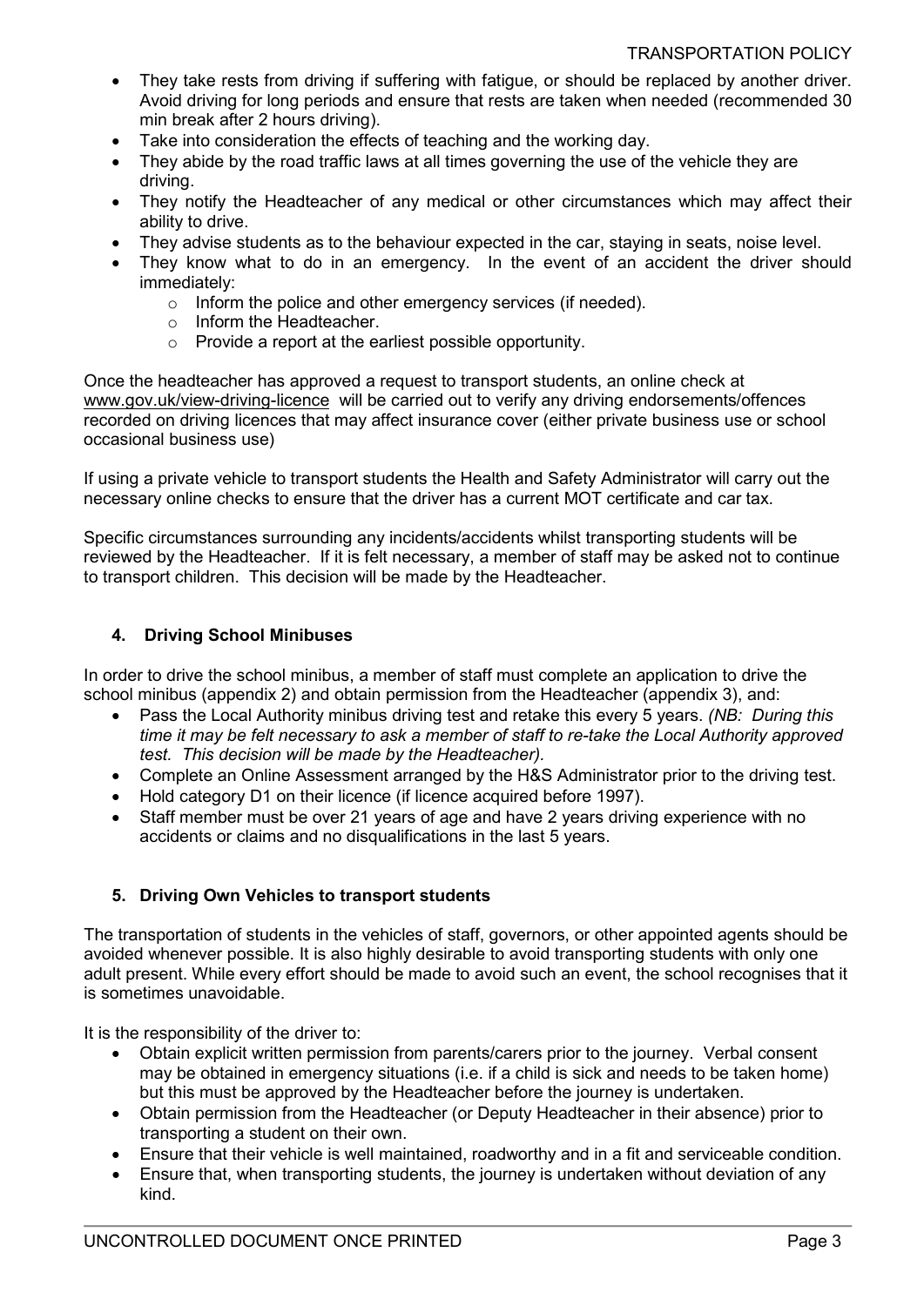- They take rests from driving if suffering with fatigue, or should be replaced by another driver. Avoid driving for long periods and ensure that rests are taken when needed (recommended 30 min break after 2 hours driving).
- Take into consideration the effects of teaching and the working day.
- They abide by the road traffic laws at all times governing the use of the vehicle they are driving.
- They notify the Headteacher of any medical or other circumstances which may affect their ability to drive.
- They advise students as to the behaviour expected in the car, staying in seats, noise level.
- They know what to do in an emergency. In the event of an accident the driver should immediately:
  - Inform the police and other emergency services (if needed).
  - Inform the Headteacher.
  - Provide a report at the earliest possible opportunity.

Once the headteacher has approved a request to transport students, an online check at www.gov.uk/view-driving-licence will be carried out to verify any driving endorsements/offences recorded on driving licences that may affect insurance cover (either private business use or school occasional business use)

If using a private vehicle to transport students the Health and Safety Administrator will carry out the necessary online checks to ensure that the driver has a current MOT certificate and car tax.

Specific circumstances surrounding any incidents/accidents whilst transporting students will be reviewed by the Headteacher. If it is felt necessary, a member of staff may be asked not to continue to transport children. This decision will be made by the Headteacher.

## 4. Driving School Minibuses

In order to drive the school minibus, a member of staff must complete an application to drive the school minibus (appendix 2) and obtain permission from the Headteacher (appendix 3), and:

- Pass the Local Authority minibus driving test and retake this every 5 years. *(NB: During this time it may be felt necessary to ask a member of staff to re-take the Local Authority approved test. This decision will be made by the Headteacher).*
- Complete an Online Assessment arranged by the H&S Administrator prior to the driving test.
- Hold category D1 on their licence (if licence acquired before 1997).
- Staff member must be over 21 years of age and have 2 years driving experience with no accidents or claims and no disqualifications in the last 5 years.

## 5. Driving Own Vehicles to transport students

The transportation of students in the vehicles of staff, governors, or other appointed agents should be avoided whenever possible. It is also highly desirable to avoid transporting students with only one adult present. While every effort should be made to avoid such an event, the school recognises that it is sometimes unavoidable.

It is the responsibility of the driver to:

- Obtain explicit written permission from parents/carers prior to the journey. Verbal consent may be obtained in emergency situations (i.e. if a child is sick and needs to be taken home) but this must be approved by the Headteacher before the journey is undertaken.
- Obtain permission from the Headteacher (or Deputy Headteacher in their absence) prior to transporting a student on their own.
- Ensure that their vehicle is well maintained, roadworthy and in a fit and serviceable condition.
- Ensure that, when transporting students, the journey is undertaken without deviation of any kind.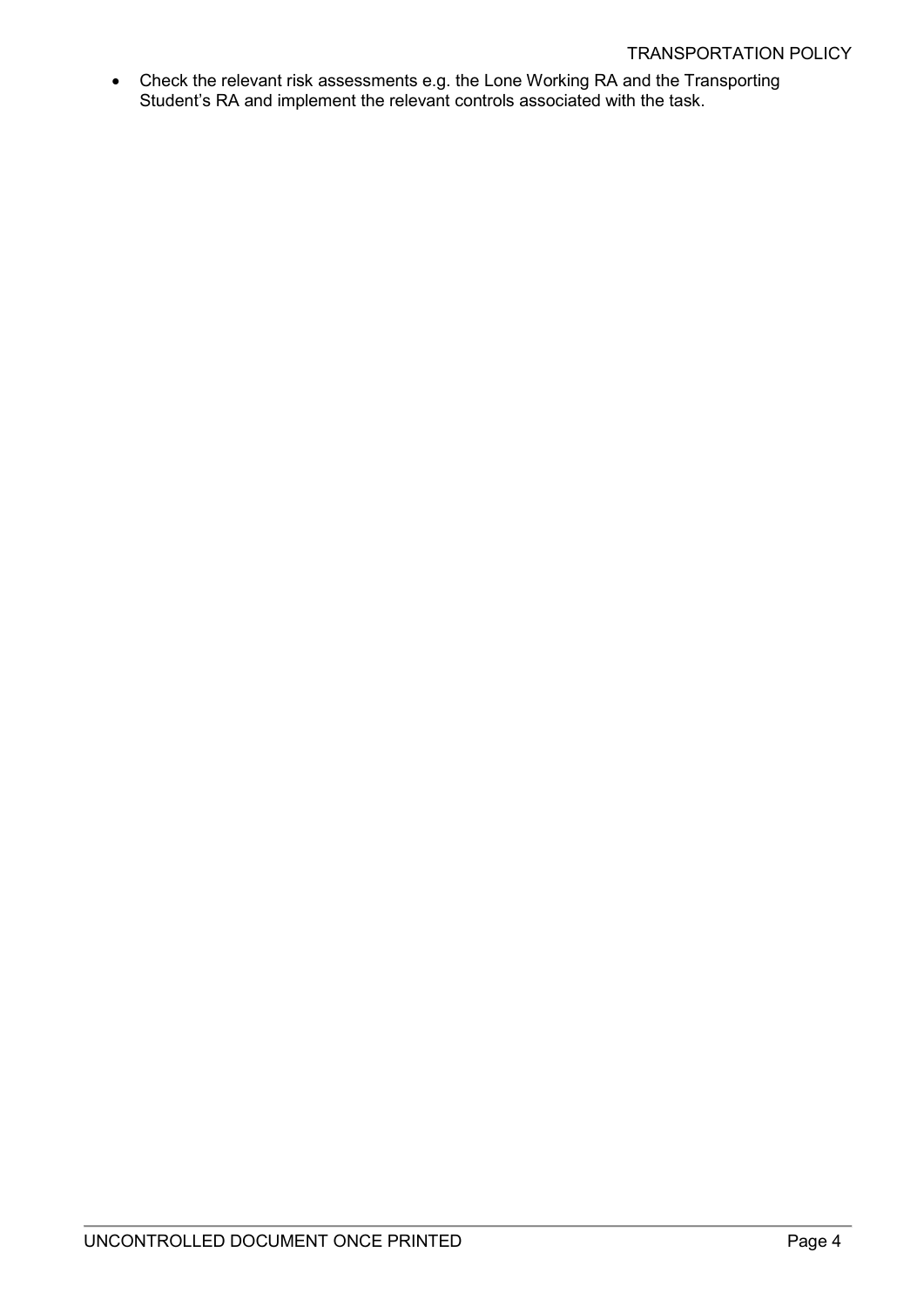- Check the relevant risk assessments e.g. the Lone Working RA and the Transporting Student's RA and implement the relevant controls associated with the task.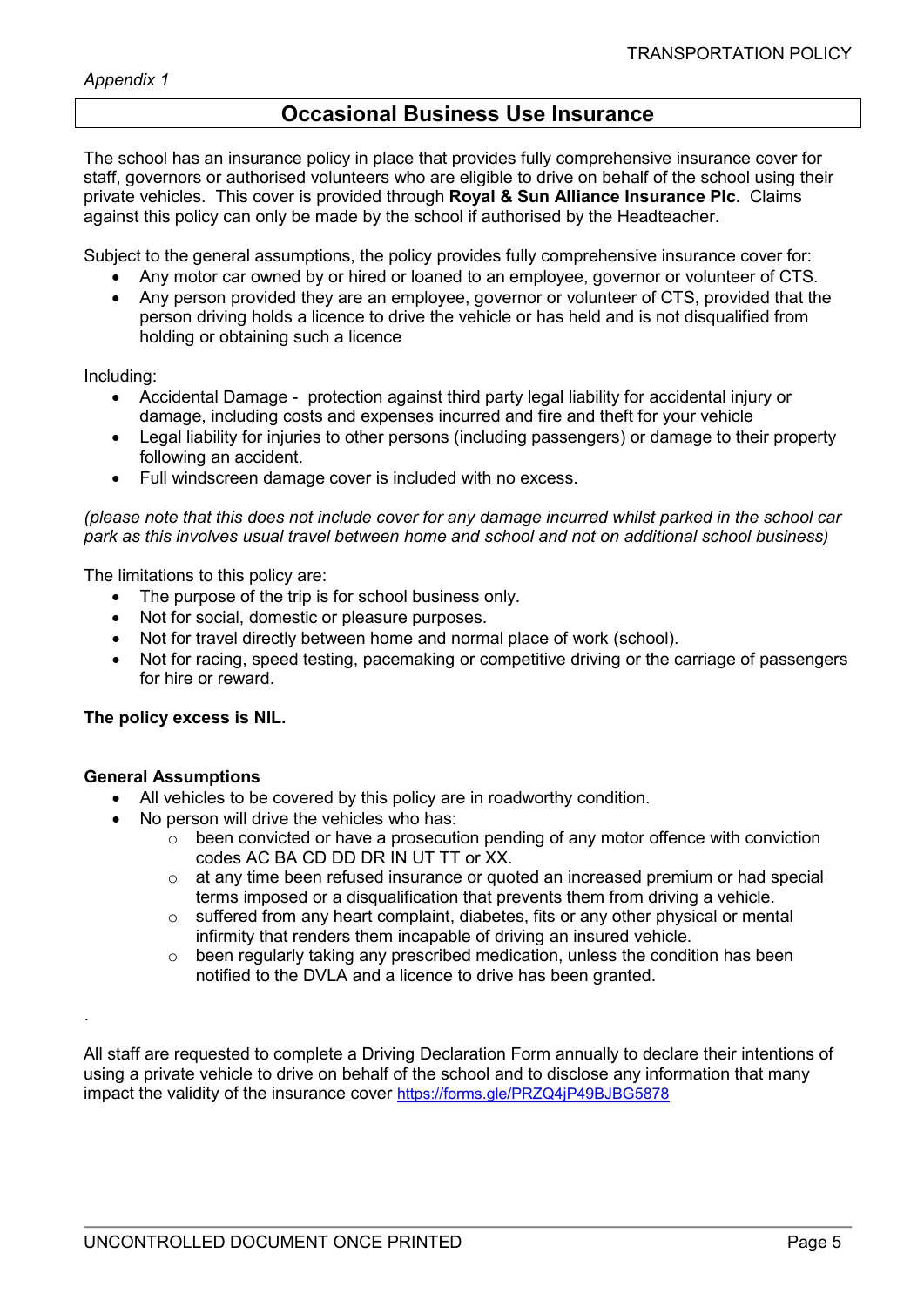*Appendix 1*

# Occasional Business Use Insurance

The school has an insurance policy in place that provides fully comprehensive insurance cover for staff, governors or authorised volunteers who are eligible to drive on behalf of the school using their private vehicles. This cover is provided through **Royal & Sun Alliance Insurance Plc**. Claims against this policy can only be made by the school if authorised by the Headteacher.

Subject to the general assumptions, the policy provides fully comprehensive insurance cover for:

- Any motor car owned by or hired or loaned to an employee, governor or volunteer of CTS.
- Any person provided they are an employee, governor or volunteer of CTS, provided that the person driving holds a licence to drive the vehicle or has held and is not disqualified from holding or obtaining such a licence

Including:

- Accidental Damage - protection against third party legal liability for accidental injury or damage, including costs and expenses incurred and fire and theft for your vehicle
- Legal liability for injuries to other persons (including passengers) or damage to their property following an accident.
- Full windscreen damage cover is included with no excess.

*(please note that this does not include cover for any damage incurred whilst parked in the school car park as this involves usual travel between home and school and not on additional school business)*

The limitations to this policy are:

- The purpose of the trip is for school business only.
- Not for social, domestic or pleasure purposes.
- Not for travel directly between home and normal place of work (school).
- Not for racing, speed testing, pacemaking or competitive driving or the carriage of passengers for hire or reward.

**The policy excess is NIL.**

**General Assumptions**

- All vehicles to be covered by this policy are in roadworthy condition.
- No person will drive the vehicles who has:
  - been convicted or have a prosecution pending of any motor offence with conviction codes AC BA CD DD DR IN UT TT or XX.
  - at any time been refused insurance or quoted an increased premium or had special terms imposed or a disqualification that prevents them from driving a vehicle.
  - suffered from any heart complaint, diabetes, fits or any other physical or mental infirmity that renders them incapable of driving an insured vehicle.
  - been regularly taking any prescribed medication, unless the condition has been notified to the DVLA and a licence to drive has been granted.

.

All staff are requested to complete a Driving Declaration Form annually to declare their intentions of using a private vehicle to drive on behalf of the school and to disclose any information that many impact the validity of the insurance cover https://forms.gle/PRZQ4jP49BJBG5878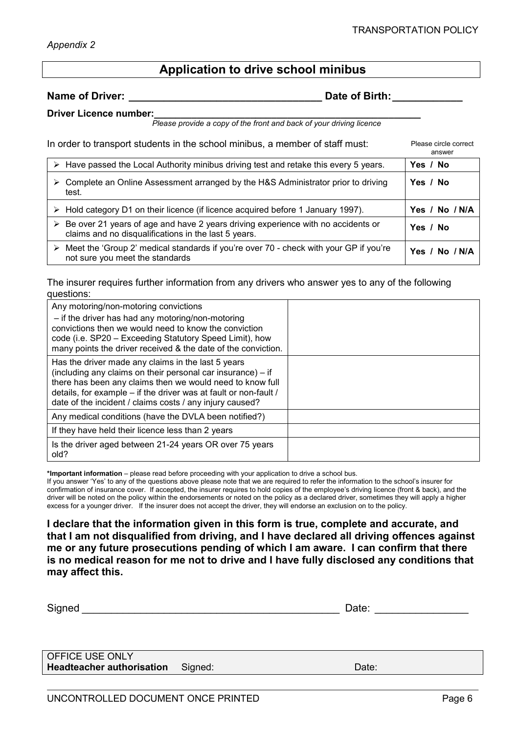*Appendix 2*

# Application to drive school minibus

**Name of Driver: \_\_\_\_\_\_\_\_\_\_\_\_\_\_\_\_\_\_\_\_\_\_\_\_\_\_\_\_\_\_\_\_\_ Date of Birth: \_\_\_\_\_\_\_\_\_\_\_\_**

**Driver Licence number: \_\_\_\_\_\_\_\_\_\_\_\_\_\_\_\_\_\_\_\_\_\_\_\_\_\_\_\_\_\_\_\_\_\_\_\_\_\_\_\_\_\_\_\_\_\_\_\_\_\_**

*Please provide a copy of the front and back of your driving licence*

In order to transport students in the school minibus, a member of staff must:

| | Please circle correct answer |
|---|---|
| ➢ Have passed the Local Authority minibus driving test and retake this every 5 years. | **Yes / No** |
| ➢ Complete an Online Assessment arranged by the H&S Administrator prior to driving test. | **Yes / No** |
| ➢ Hold category D1 on their licence (if licence acquired before 1 January 1997). | **Yes / No / N/A** |
| ➢ Be over 21 years of age and have 2 years driving experience with no accidents or claims and no disqualifications in the last 5 years. | **Yes / No** |
| ➢ Meet the 'Group 2' medical standards if you're over 70 - check with your GP if you're not sure you meet the standards | **Yes / No / N/A** |

The insurer requires further information from any drivers who answer yes to any of the following questions:

| | |
|---|---|
| Any motoring/non-motoring convictions – if the driver has had any motoring/non-motoring convictions then we would need to know the conviction code (i.e. SP20 – Exceeding Statutory Speed Limit), how many points the driver received & the date of the conviction. | |
| Has the driver made any claims in the last 5 years (including any claims on their personal car insurance) – if there has been any claims then we would need to know full details, for example – if the driver was at fault or non-fault / date of the incident / claims costs / any injury caused? | |
| Any medical conditions (have the DVLA been notified?) | |
| If they have held their licence less than 2 years | |
| Is the driver aged between 21-24 years OR over 75 years old? | |

***Important information** – please read before proceeding with your application to drive a school bus.
If you answer 'Yes' to any of the questions above please note that we are required to refer the information to the school's insurer for confirmation of insurance cover. If accepted, the insurer requires to hold copies of the employee's driving licence (front & back), and the driver will be noted on the policy within the endorsements or noted on the policy as a declared driver, sometimes they will apply a higher excess for a younger driver. If the insurer does not accept the driver, they will endorse an exclusion on to the policy.

**I declare that the information given in this form is true, complete and accurate, and that I am not disqualified from driving, and I have declared all driving offences against me or any future prosecutions pending of which I am aware. I can confirm that there is no medical reason for me not to drive and I have fully disclosed any conditions that may affect this.**

Signed \_\_\_\_\_\_\_\_\_\_\_\_\_\_\_\_\_\_\_\_\_\_\_\_\_\_\_\_\_\_\_\_\_\_\_\_\_\_\_\_\_\_\_\_ Date: \_\_\_\_\_\_\_\_\_\_\_\_\_\_\_\_

| OFFICE USE ONLY | | |
|---|---|---|
| **Headteacher authorisation** | Signed: | Date: |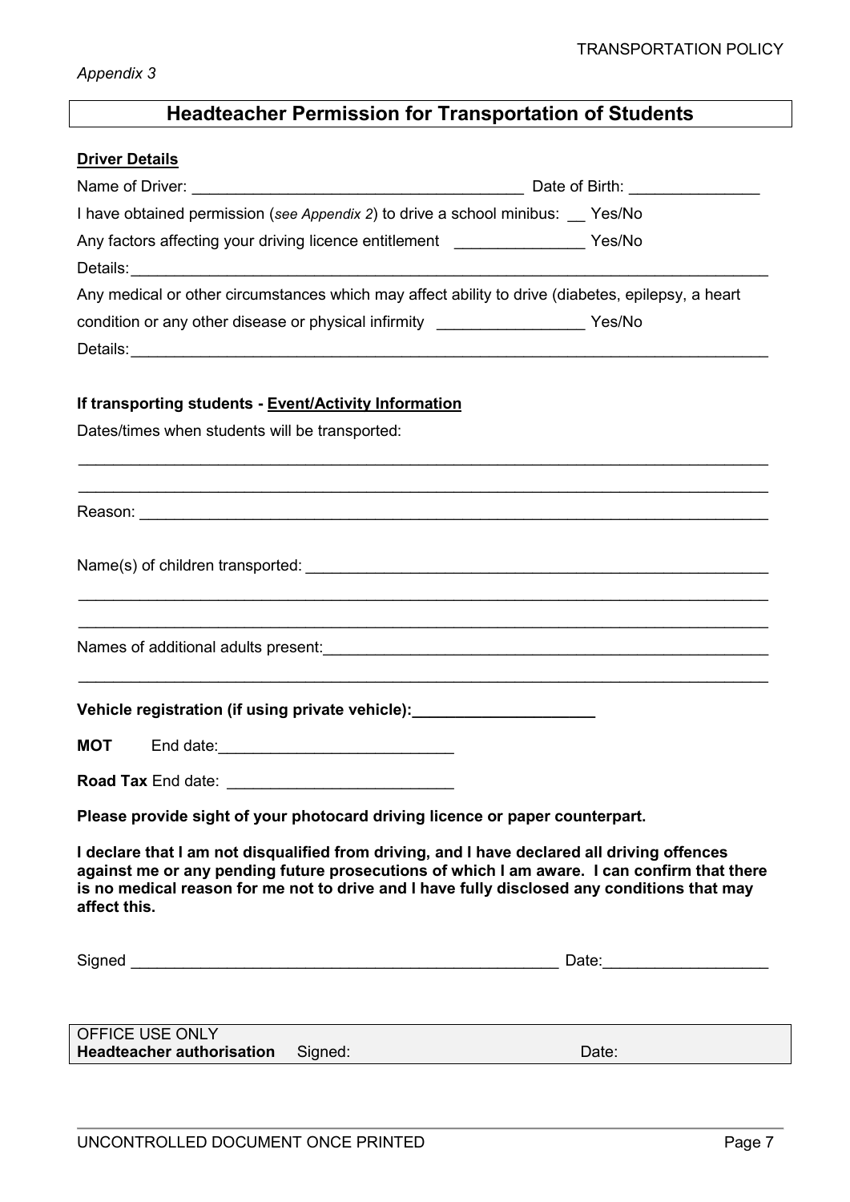*Appendix 3*

## Headteacher Permission for Transportation of Students

**Driver Details**

Name of Driver: ______________________________________ Date of Birth: _______________

I have obtained permission (*see Appendix 2*) to drive a school minibus: __ Yes/No

Any factors affecting your driving licence entitlement _______________ Yes/No

Details: ___________________________________________________________________________

Any medical or other circumstances which may affect ability to drive (diabetes, epilepsy, a heart condition or any other disease or physical infirmity _________________ Yes/No

Details: ___________________________________________________________________________

**If transporting students - Event/Activity Information**

Dates/times when students will be transported:

___________________________________________________________________________________

___________________________________________________________________________________

Reason: ___________________________________________________________________________

Name(s) of children transported: _____________________________________________________

___________________________________________________________________________________

___________________________________________________________________________________

Names of additional adults present: ___________________________________________________

___________________________________________________________________________________

**Vehicle registration (if using private vehicle):** _____________________

**MOT** End date: ___________________________

**Road Tax** End date: __________________________

**Please provide sight of your photocard driving licence or paper counterpart.**

**I declare that I am not disqualified from driving, and I have declared all driving offences against me or any pending future prosecutions of which I am aware. I can confirm that there is no medical reason for me not to drive and I have fully disclosed any conditions that may affect this.**

Signed __________________________________________________ Date: ___________________

| OFFICE USE ONLY | | |
| --- | --- | --- |
| **Headteacher authorisation** | Signed: | Date: |

UNCONTROLLED DOCUMENT ONCE PRINTED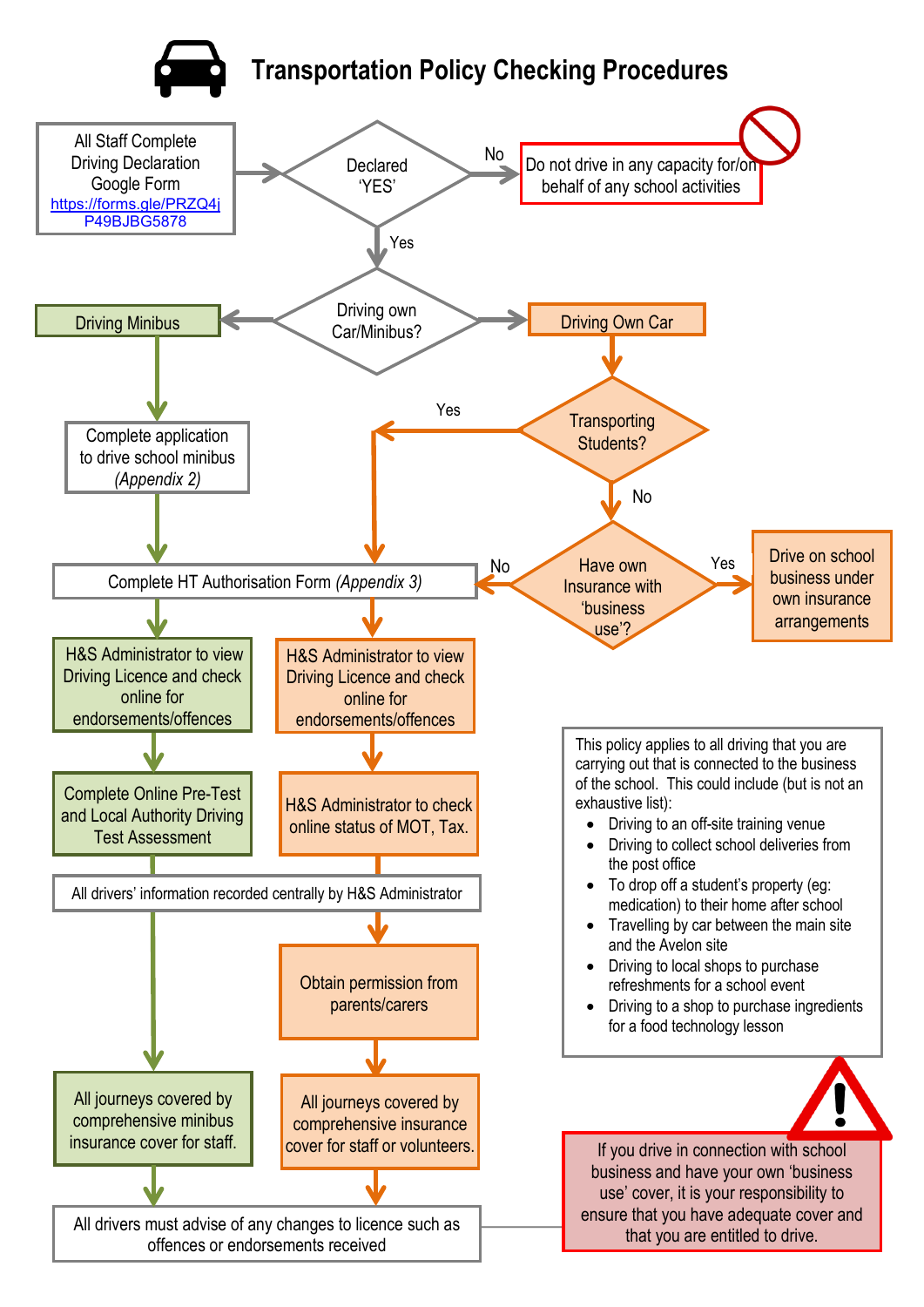# Transportation Policy Checking Procedures

All Staff Complete Driving Declaration Google Form https://forms.gle/PRZQ4jP49BJBG5878

Declared 'YES'

No

Do not drive in any capacity for/on behalf of any school activities

Yes

Driving own Car/Minibus?

Driving Minibus

Driving Own Car

Complete application to drive school minibus *(Appendix 2)*

Transporting Students?

Yes

No

Have own Insurance with 'business use'?

No

Yes

Drive on school business under own insurance arrangements

Complete HT Authorisation Form *(Appendix 3)*

H&S Administrator to view Driving Licence and check online for endorsements/offences

H&S Administrator to view Driving Licence and check online for endorsements/offences

Complete Online Pre-Test and Local Authority Driving Test Assessment

H&S Administrator to check online status of MOT, Tax.

All drivers' information recorded centrally by H&S Administrator

Obtain permission from parents/carers

All journeys covered by comprehensive minibus insurance cover for staff.

All journeys covered by comprehensive insurance cover for staff or volunteers.

All drivers must advise of any changes to licence such as offences or endorsements received

This policy applies to all driving that you are carrying out that is connected to the business of the school. This could include (but is not an exhaustive list):

- Driving to an off-site training venue
- Driving to collect school deliveries from the post office
- To drop off a student's property (eg: medication) to their home after school
- Travelling by car between the main site and the Avelon site
- Driving to local shops to purchase refreshments for a school event
- Driving to a shop to purchase ingredients for a food technology lesson

If you drive in connection with school business and have your own 'business use' cover, it is your responsibility to ensure that you have adequate cover and that you are entitled to drive.